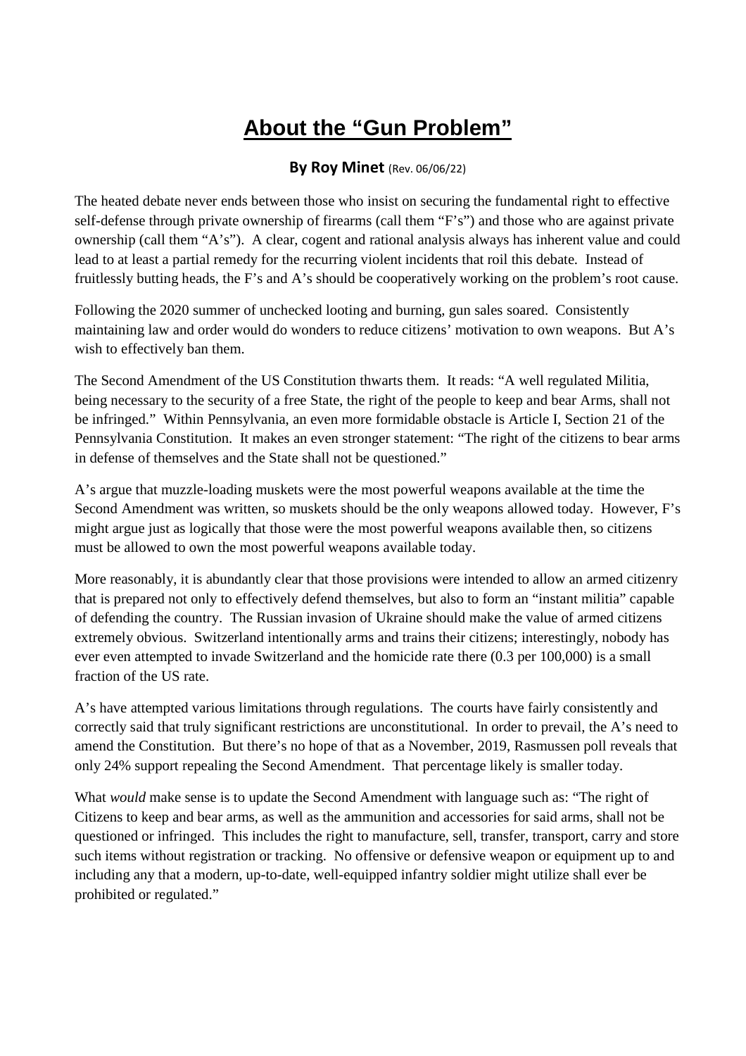# About the "Gun Problem"

**By Roy Minet** (Rev. 06/06/22)

The heated debate never ends between those who insist on securing the fundamental right to effective self-defense through private ownership of firearms (call them "F's") and those who are against private ownership (call them "A's"). A clear, cogent and rational analysis always has inherent value and could lead to at least a partial remedy for the recurring violent incidents that roil this debate. Instead of fruitlessly butting heads, the F's and A's should be cooperatively working on the problem's root cause.

Following the 2020 summer of unchecked looting and burning, gun sales soared. Consistently maintaining law and order would do wonders to reduce citizens' motivation to own weapons. But A's wish to effectively ban them.

The Second Amendment of the US Constitution thwarts them. It reads: "A well regulated Militia, being necessary to the security of a free State, the right of the people to keep and bear Arms, shall not be infringed." Within Pennsylvania, an even more formidable obstacle is Article I, Section 21 of the Pennsylvania Constitution. It makes an even stronger statement: "The right of the citizens to bear arms in defense of themselves and the State shall not be questioned."

A's argue that muzzle-loading muskets were the most powerful weapons available at the time the Second Amendment was written, so muskets should be the only weapons allowed today. However, F's might argue just as logically that those were the most powerful weapons available then, so citizens must be allowed to own the most powerful weapons available today.

More reasonably, it is abundantly clear that those provisions were intended to allow an armed citizenry that is prepared not only to effectively defend themselves, but also to form an "instant militia" capable of defending the country. The Russian invasion of Ukraine should make the value of armed citizens extremely obvious. Switzerland intentionally arms and trains their citizens; interestingly, nobody has ever even attempted to invade Switzerland and the homicide rate there (0.3 per 100,000) is a small fraction of the US rate.

A's have attempted various limitations through regulations. The courts have fairly consistently and correctly said that truly significant restrictions are unconstitutional. In order to prevail, the A's need to amend the Constitution. But there's no hope of that as a November, 2019, Rasmussen poll reveals that only 24% support repealing the Second Amendment. That percentage likely is smaller today.

What *would* make sense is to update the Second Amendment with language such as: "The right of Citizens to keep and bear arms, as well as the ammunition and accessories for said arms, shall not be questioned or infringed. This includes the right to manufacture, sell, transfer, transport, carry and store such items without registration or tracking. No offensive or defensive weapon or equipment up to and including any that a modern, up-to-date, well-equipped infantry soldier might utilize shall ever be prohibited or regulated."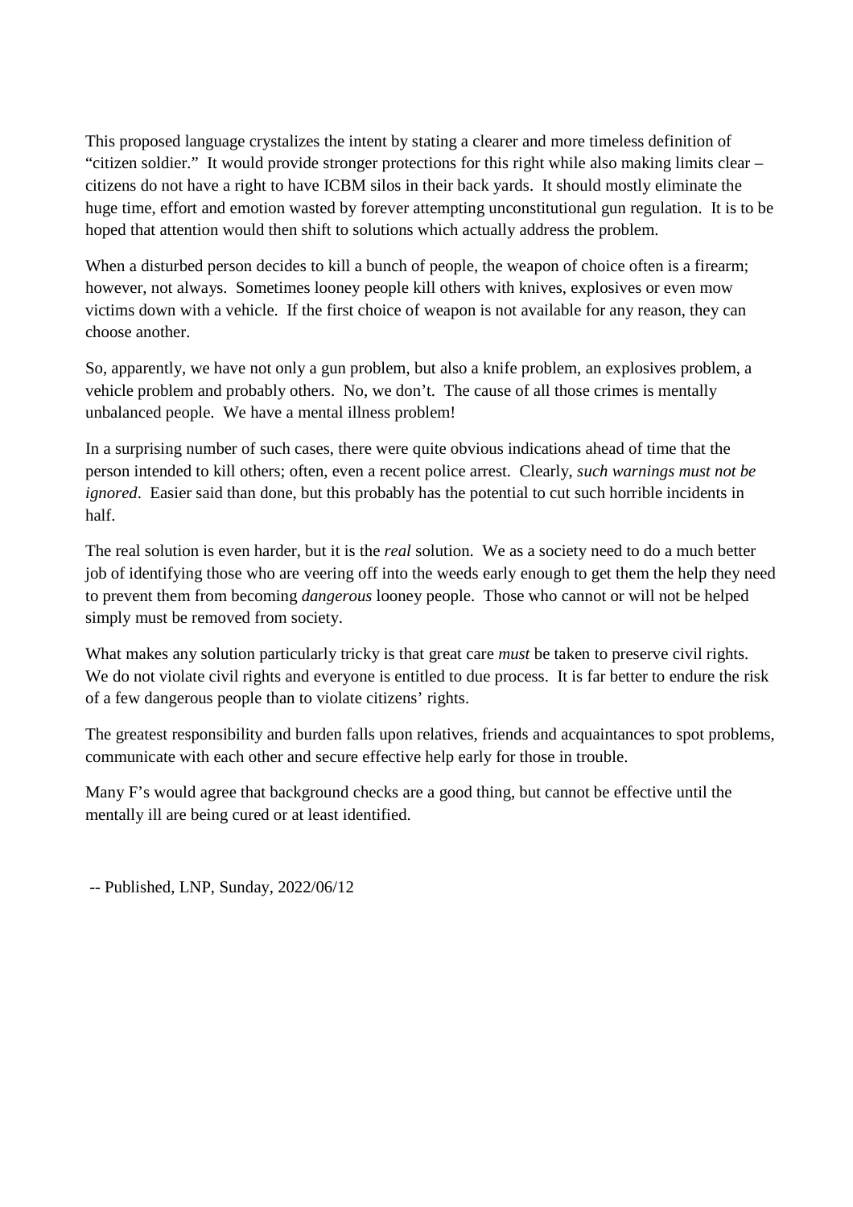This proposed language crystalizes the intent by stating a clearer and more timeless definition of "citizen soldier." It would provide stronger protections for this right while also making limits clear – citizens do not have a right to have ICBM silos in their back yards. It should mostly eliminate the huge time, effort and emotion wasted by forever attempting unconstitutional gun regulation. It is to be hoped that attention would then shift to solutions which actually address the problem.

When a disturbed person decides to kill a bunch of people, the weapon of choice often is a firearm; however, not always. Sometimes looney people kill others with knives, explosives or even mow victims down with a vehicle. If the first choice of weapon is not available for any reason, they can choose another.

So, apparently, we have not only a gun problem, but also a knife problem, an explosives problem, a vehicle problem and probably others. No, we don't. The cause of all those crimes is mentally unbalanced people. We have a mental illness problem!

In a surprising number of such cases, there were quite obvious indications ahead of time that the person intended to kill others; often, even a recent police arrest. Clearly, *such warnings must not be ignored*. Easier said than done, but this probably has the potential to cut such horrible incidents in half.

The real solution is even harder, but it is the *real* solution. We as a society need to do a much better job of identifying those who are veering off into the weeds early enough to get them the help they need to prevent them from becoming *dangerous* looney people. Those who cannot or will not be helped simply must be removed from society.

What makes any solution particularly tricky is that great care *must* be taken to preserve civil rights. We do not violate civil rights and everyone is entitled to due process. It is far better to endure the risk of a few dangerous people than to violate citizens' rights.

The greatest responsibility and burden falls upon relatives, friends and acquaintances to spot problems, communicate with each other and secure effective help early for those in trouble.

Many F's would agree that background checks are a good thing, but cannot be effective until the mentally ill are being cured or at least identified.

-- Published, LNP, Sunday, 2022/06/12